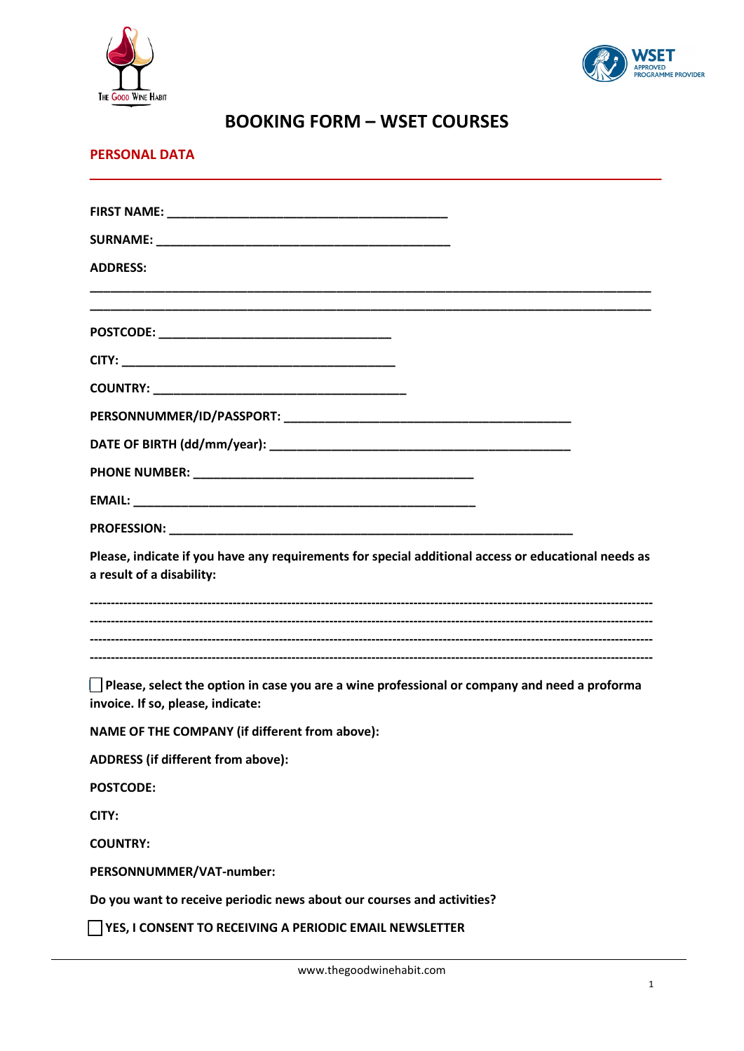# BOOKING FORM – WSET COURSES

## PERSONAL DATA

**FIRST NAME:** ________________________________________

**SURNAME:** ___________________________________________

**ADDRESS:**

_______________________________________________________________________________

_______________________________________________________________________________

**POSTCODE:** _________________________________

**CITY:** ________________________________________

**COUNTRY:** ____________________________________

**PERSONNUMMER/ID/PASSPORT:** ________________________________________

**DATE OF BIRTH (dd/mm/year):** ___________________________________________

**PHONE NUMBER:** ________________________________________

**EMAIL:** ________________________________________________

**PROFESSION:** _________________________________________________________

**Please, indicate if you have any requirements for special additional access or educational needs as a result of a disability:**

-------------------------------------------------------------------------------------------------------------------------------

-------------------------------------------------------------------------------------------------------------------------------

-------------------------------------------------------------------------------------------------------------------------------

-------------------------------------------------------------------------------------------------------------------------------

☐ **Please, select the option in case you are a wine professional or company and need a proforma invoice. If so, please, indicate:**

**NAME OF THE COMPANY (if different from above):**

**ADDRESS (if different from above):**

**POSTCODE:**

**CITY:**

**COUNTRY:**

**PERSONNUMMER/VAT-number:**

**Do you want to receive periodic news about our courses and activities?**

☐ **YES, I CONSENT TO RECEIVING A PERIODIC EMAIL NEWSLETTER**

www.thegoodwinehabit.com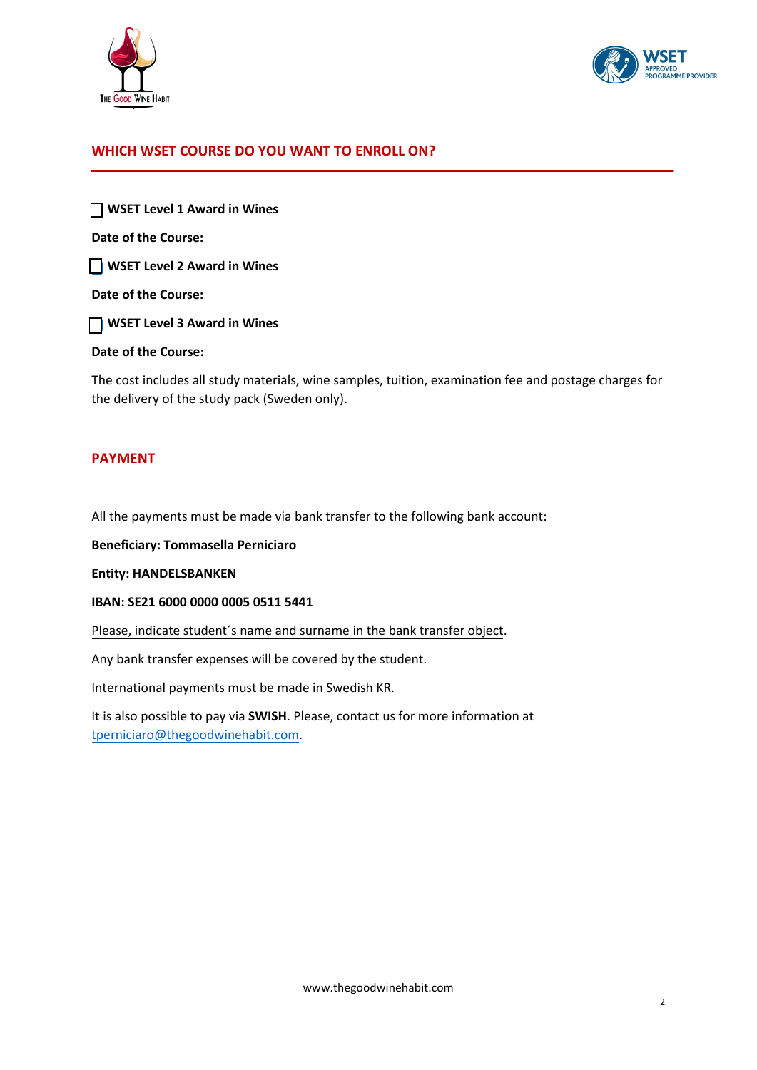## WHICH WSET COURSE DO YOU WANT TO ENROLL ON?

- [ ] **WSET Level 1 Award in Wines**

**Date of the Course:**

- [ ] **WSET Level 2 Award in Wines**

**Date of the Course:**

- [ ] **WSET Level 3 Award in Wines**

**Date of the Course:**

The cost includes all study materials, wine samples, tuition, examination fee and postage charges for the delivery of the study pack (Sweden only).

## PAYMENT

All the payments must be made via bank transfer to the following bank account:

**Beneficiary: Tommasella Perniciaro**

**Entity: HANDELSBANKEN**

**IBAN: SE21 6000 0000 0005 0511 5441**

Please, indicate student´s name and surname in the bank transfer object.

Any bank transfer expenses will be covered by the student.

International payments must be made in Swedish KR.

It is also possible to pay via **SWISH**. Please, contact us for more information at tperniciaro@thegoodwinehabit.com.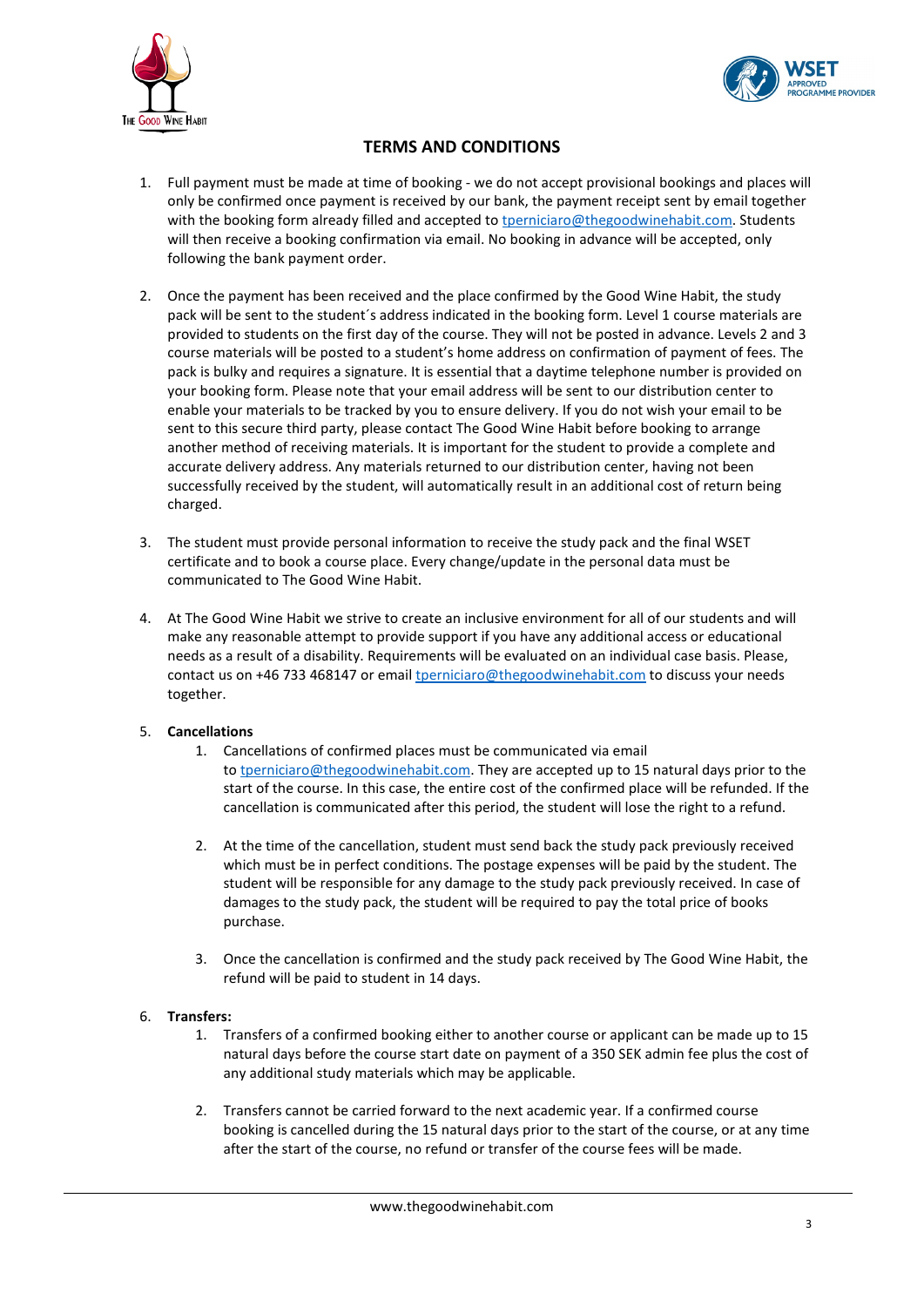## TERMS AND CONDITIONS

1. Full payment must be made at time of booking - we do not accept provisional bookings and places will only be confirmed once payment is received by our bank, the payment receipt sent by email together with the booking form already filled and accepted to tperniciaro@thegoodwinehabit.com. Students will then receive a booking confirmation via email. No booking in advance will be accepted, only following the bank payment order.

2. Once the payment has been received and the place confirmed by the Good Wine Habit, the study pack will be sent to the student´s address indicated in the booking form. Level 1 course materials are provided to students on the first day of the course. They will not be posted in advance. Levels 2 and 3 course materials will be posted to a student's home address on confirmation of payment of fees. The pack is bulky and requires a signature. It is essential that a daytime telephone number is provided on your booking form. Please note that your email address will be sent to our distribution center to enable your materials to be tracked by you to ensure delivery. If you do not wish your email to be sent to this secure third party, please contact The Good Wine Habit before booking to arrange another method of receiving materials. It is important for the student to provide a complete and accurate delivery address. Any materials returned to our distribution center, having not been successfully received by the student, will automatically result in an additional cost of return being charged.

3. The student must provide personal information to receive the study pack and the final WSET certificate and to book a course place. Every change/update in the personal data must be communicated to The Good Wine Habit.

4. At The Good Wine Habit we strive to create an inclusive environment for all of our students and will make any reasonable attempt to provide support if you have any additional access or educational needs as a result of a disability. Requirements will be evaluated on an individual case basis. Please, contact us on +46 733 468147 or email tperniciaro@thegoodwinehabit.com to discuss your needs together.

5. **Cancellations**
   1. Cancellations of confirmed places must be communicated via email to tperniciaro@thegoodwinehabit.com. They are accepted up to 15 natural days prior to the start of the course. In this case, the entire cost of the confirmed place will be refunded. If the cancellation is communicated after this period, the student will lose the right to a refund.

   2. At the time of the cancellation, student must send back the study pack previously received which must be in perfect conditions. The postage expenses will be paid by the student. The student will be responsible for any damage to the study pack previously received. In case of damages to the study pack, the student will be required to pay the total price of books purchase.

   3. Once the cancellation is confirmed and the study pack received by The Good Wine Habit, the refund will be paid to student in 14 days.

6. **Transfers:**
   1. Transfers of a confirmed booking either to another course or applicant can be made up to 15 natural days before the course start date on payment of a 350 SEK admin fee plus the cost of any additional study materials which may be applicable.

   2. Transfers cannot be carried forward to the next academic year. If a confirmed course booking is cancelled during the 15 natural days prior to the start of the course, or at any time after the start of the course, no refund or transfer of the course fees will be made.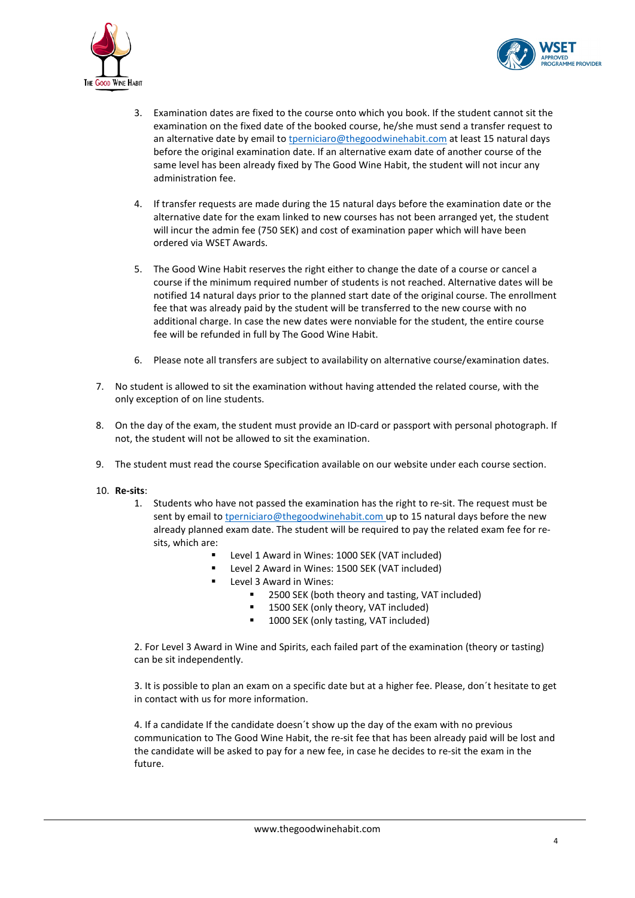3. Examination dates are fixed to the course onto which you book. If the student cannot sit the examination on the fixed date of the booked course, he/she must send a transfer request to an alternative date by email to tperniciaro@thegoodwinehabit.com at least 15 natural days before the original examination date. If an alternative exam date of another course of the same level has been already fixed by The Good Wine Habit, the student will not incur any administration fee.

4. If transfer requests are made during the 15 natural days before the examination date or the alternative date for the exam linked to new courses has not been arranged yet, the student will incur the admin fee (750 SEK) and cost of examination paper which will have been ordered via WSET Awards.

5. The Good Wine Habit reserves the right either to change the date of a course or cancel a course if the minimum required number of students is not reached. Alternative dates will be notified 14 natural days prior to the planned start date of the original course. The enrollment fee that was already paid by the student will be transferred to the new course with no additional charge. In case the new dates were nonviable for the student, the entire course fee will be refunded in full by The Good Wine Habit.

6. Please note all transfers are subject to availability on alternative course/examination dates.

7. No student is allowed to sit the examination without having attended the related course, with the only exception of on line students.

8. On the day of the exam, the student must provide an ID-card or passport with personal photograph. If not, the student will not be allowed to sit the examination.

9. The student must read the course Specification available on our website under each course section.

10. **Re-sits**:
    1. Students who have not passed the examination has the right to re-sit. The request must be sent by email to tperniciaro@thegoodwinehabit.com up to 15 natural days before the new already planned exam date. The student will be required to pay the related exam fee for re-sits, which are:
        - Level 1 Award in Wines: 1000 SEK (VAT included)
        - Level 2 Award in Wines: 1500 SEK (VAT included)
        - Level 3 Award in Wines:
            - 2500 SEK (both theory and tasting, VAT included)
            - 1500 SEK (only theory, VAT included)
            - 1000 SEK (only tasting, VAT included)

    2. For Level 3 Award in Wine and Spirits, each failed part of the examination (theory or tasting) can be sit independently.

    3. It is possible to plan an exam on a specific date but at a higher fee. Please, don´t hesitate to get in contact with us for more information.

    4. If a candidate If the candidate doesn´t show up the day of the exam with no previous communication to The Good Wine Habit, the re-sit fee that has been already paid will be lost and the candidate will be asked to pay for a new fee, in case he decides to re-sit the exam in the future.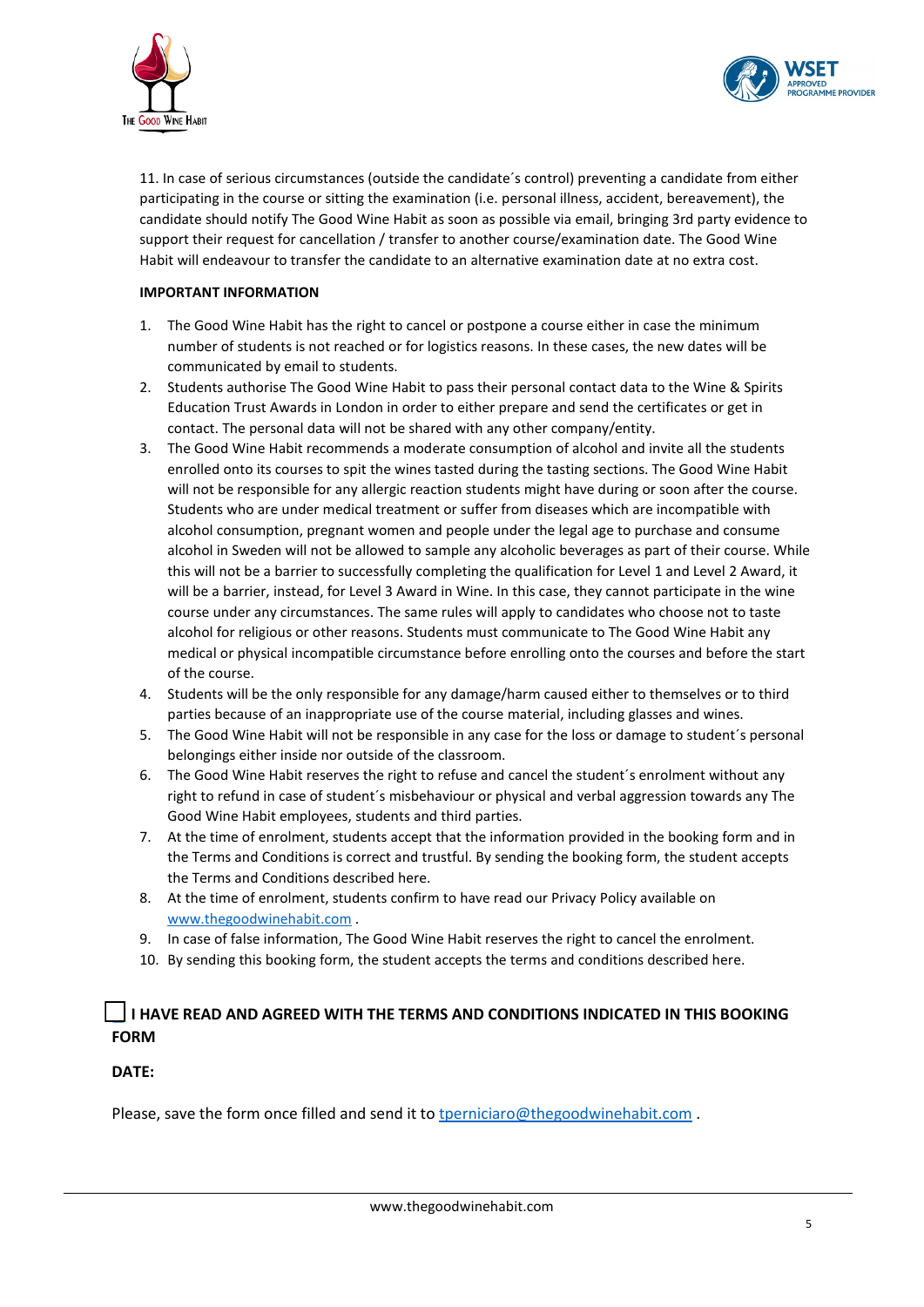11. In case of serious circumstances (outside the candidate´s control) preventing a candidate from either participating in the course or sitting the examination (i.e. personal illness, accident, bereavement), the candidate should notify The Good Wine Habit as soon as possible via email, bringing 3rd party evidence to support their request for cancellation / transfer to another course/examination date. The Good Wine Habit will endeavour to transfer the candidate to an alternative examination date at no extra cost.

**IMPORTANT INFORMATION**

1. The Good Wine Habit has the right to cancel or postpone a course either in case the minimum number of students is not reached or for logistics reasons. In these cases, the new dates will be communicated by email to students.
2. Students authorise The Good Wine Habit to pass their personal contact data to the Wine & Spirits Education Trust Awards in London in order to either prepare and send the certificates or get in contact. The personal data will not be shared with any other company/entity.
3. The Good Wine Habit recommends a moderate consumption of alcohol and invite all the students enrolled onto its courses to spit the wines tasted during the tasting sections. The Good Wine Habit will not be responsible for any allergic reaction students might have during or soon after the course. Students who are under medical treatment or suffer from diseases which are incompatible with alcohol consumption, pregnant women and people under the legal age to purchase and consume alcohol in Sweden will not be allowed to sample any alcoholic beverages as part of their course. While this will not be a barrier to successfully completing the qualification for Level 1 and Level 2 Award, it will be a barrier, instead, for Level 3 Award in Wine. In this case, they cannot participate in the wine course under any circumstances. The same rules will apply to candidates who choose not to taste alcohol for religious or other reasons. Students must communicate to The Good Wine Habit any medical or physical incompatible circumstance before enrolling onto the courses and before the start of the course.
4. Students will be the only responsible for any damage/harm caused either to themselves or to third parties because of an inappropriate use of the course material, including glasses and wines.
5. The Good Wine Habit will not be responsible in any case for the loss or damage to student´s personal belongings either inside nor outside of the classroom.
6. The Good Wine Habit reserves the right to refuse and cancel the student´s enrolment without any right to refund in case of student´s misbehaviour or physical and verbal aggression towards any The Good Wine Habit employees, students and third parties.
7. At the time of enrolment, students accept that the information provided in the booking form and in the Terms and Conditions is correct and trustful. By sending the booking form, the student accepts the Terms and Conditions described here.
8. At the time of enrolment, students confirm to have read our Privacy Policy available on www.thegoodwinehabit.com .
9. In case of false information, The Good Wine Habit reserves the right to cancel the enrolment.
10. By sending this booking form, the student accepts the terms and conditions described here.

☐ **I HAVE READ AND AGREED WITH THE TERMS AND CONDITIONS INDICATED IN THIS BOOKING FORM**

**DATE:**

Please, save the form once filled and send it to tperniciaro@thegoodwinehabit.com .